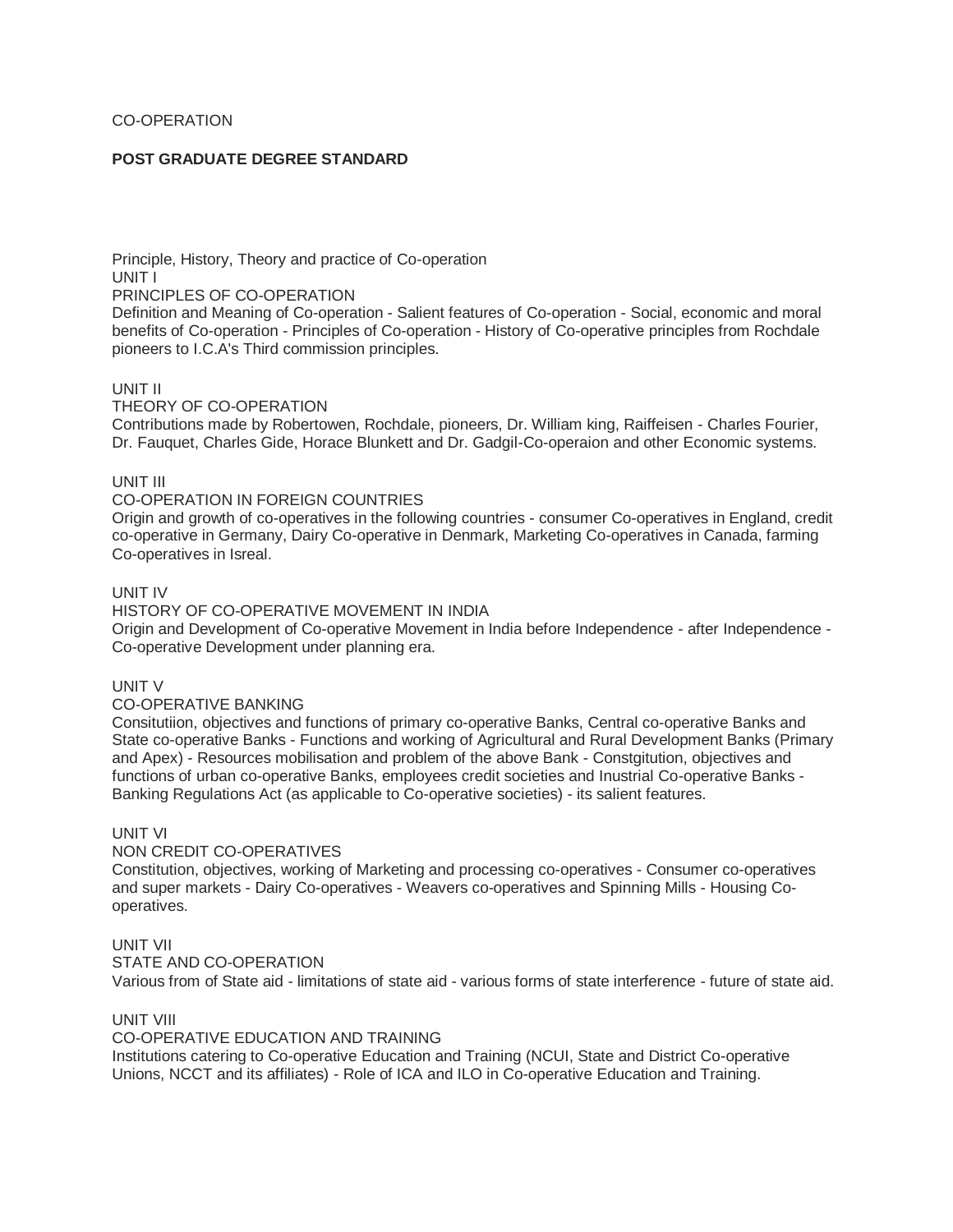CO-OPERATION

**POST GRADUATE DEGREE STANDARD**

Principle, History, Theory and practice of Co-operation

UNIT I

PRINCIPLES OF CO-OPERATION

Definition and Meaning of Co-operation - Salient features of Co-operation - Social, economic and moral benefits of Co-operation - Principles of Co-operation - History of Co-operative principles from Rochdale pioneers to I.C.A's Third commission principles.

UNIT II

THEORY OF CO-OPERATION

Contributions made by Robertowen, Rochdale, pioneers, Dr. William king, Raiffeisen - Charles Fourier, Dr. Fauquet, Charles Gide, Horace Blunkett and Dr. Gadgil-Co-operaion and other Economic systems.

UNIT III

CO-OPERATION IN FOREIGN COUNTRIES

Origin and growth of co-operatives in the following countries - consumer Co-operatives in England, credit co-operative in Germany, Dairy Co-operative in Denmark, Marketing Co-operatives in Canada, farming Co-operatives in Isreal.

UNIT IV

HISTORY OF CO-OPERATIVE MOVEMENT IN INDIA

Origin and Development of Co-operative Movement in India before Independence - after Independence - Co-operative Development under planning era.

UNIT V

CO-OPERATIVE BANKING

Consitutiion, objectives and functions of primary co-operative Banks, Central co-operative Banks and State co-operative Banks - Functions and working of Agricultural and Rural Development Banks (Primary and Apex) - Resources mobilisation and problem of the above Bank - Constgitution, objectives and functions of urban co-operative Banks, employees credit societies and Inustrial Co-operative Banks - Banking Regulations Act (as applicable to Co-operative societies) - its salient features.

UNIT VI

NON CREDIT CO-OPERATIVES

Constitution, objectives, working of Marketing and processing co-operatives - Consumer co-operatives and super markets - Dairy Co-operatives - Weavers co-operatives and Spinning Mills - Housing Co-operatives.

UNIT VII

STATE AND CO-OPERATION

Various from of State aid - limitations of state aid - various forms of state interference - future of state aid.

UNIT VIII

CO-OPERATIVE EDUCATION AND TRAINING

Institutions catering to Co-operative Education and Training (NCUI, State and District Co-operative Unions, NCCT and its affiliates) - Role of ICA and ILO in Co-operative Education and Training.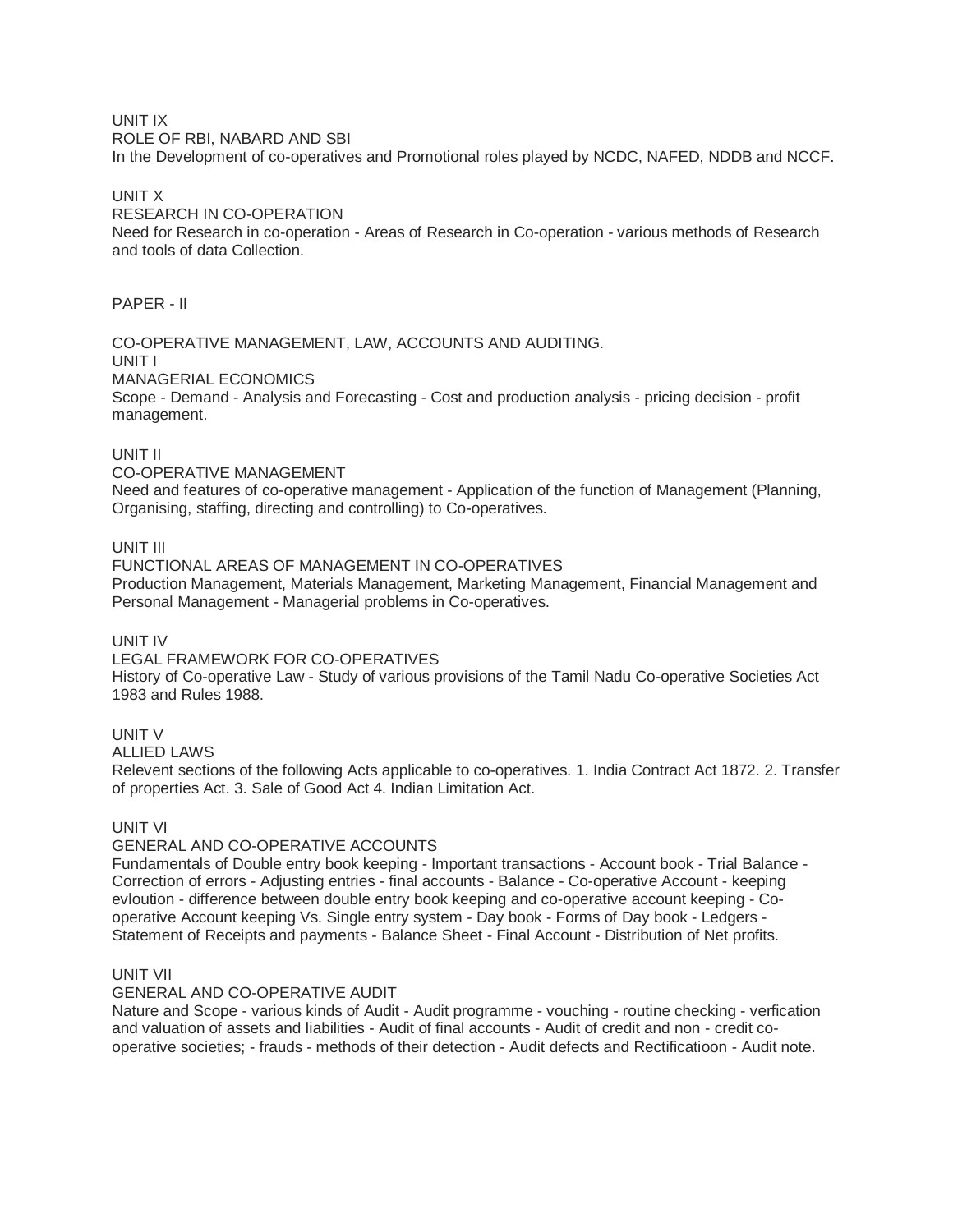UNIT IX

ROLE OF RBI, NABARD AND SBI

In the Development of co-operatives and Promotional roles played by NCDC, NAFED, NDDB and NCCF.

UNIT X

RESEARCH IN CO-OPERATION

Need for Research in co-operation - Areas of Research in Co-operation - various methods of Research and tools of data Collection.

PAPER - II

CO-OPERATIVE MANAGEMENT, LAW, ACCOUNTS AND AUDITING.

UNIT I

MANAGERIAL ECONOMICS

Scope - Demand - Analysis and Forecasting - Cost and production analysis - pricing decision - profit management.

UNIT II

CO-OPERATIVE MANAGEMENT

Need and features of co-operative management - Application of the function of Management (Planning, Organising, staffing, directing and controlling) to Co-operatives.

UNIT III

FUNCTIONAL AREAS OF MANAGEMENT IN CO-OPERATIVES

Production Management, Materials Management, Marketing Management, Financial Management and Personal Management - Managerial problems in Co-operatives.

UNIT IV

LEGAL FRAMEWORK FOR CO-OPERATIVES

History of Co-operative Law - Study of various provisions of the Tamil Nadu Co-operative Societies Act 1983 and Rules 1988.

UNIT V

ALLIED LAWS

Relevent sections of the following Acts applicable to co-operatives. 1. India Contract Act 1872. 2. Transfer of properties Act. 3. Sale of Good Act 4. Indian Limitation Act.

UNIT VI

GENERAL AND CO-OPERATIVE ACCOUNTS

Fundamentals of Double entry book keeping - Important transactions - Account book - Trial Balance - Correction of errors - Adjusting entries - final accounts - Balance - Co-operative Account - keeping evloution - difference between double entry book keeping and co-operative account keeping - Co-operative Account keeping Vs. Single entry system - Day book - Forms of Day book - Ledgers - Statement of Receipts and payments - Balance Sheet - Final Account - Distribution of Net profits.

UNIT VII

GENERAL AND CO-OPERATIVE AUDIT

Nature and Scope - various kinds of Audit - Audit programme - vouching - routine checking - verfication and valuation of assets and liabilities - Audit of final accounts - Audit of credit and non - credit co-operative societies; - frauds - methods of their detection - Audit defects and Rectificatioon - Audit note.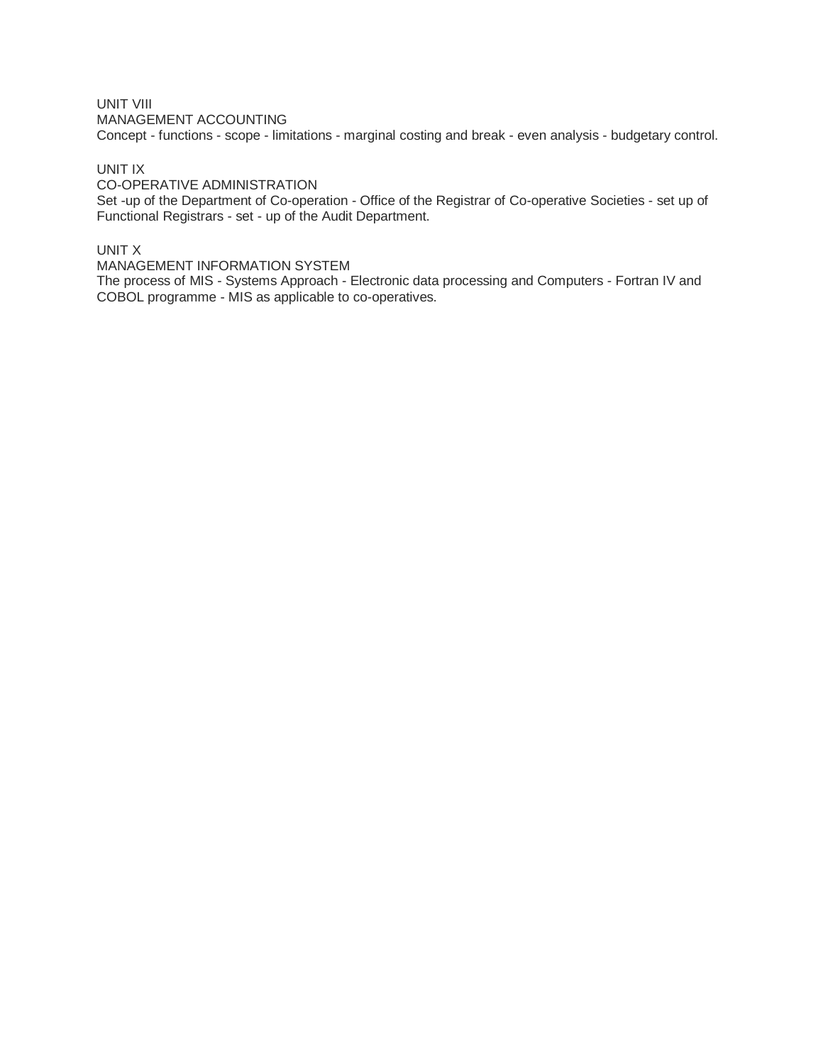UNIT VIII

MANAGEMENT ACCOUNTING

Concept - functions - scope - limitations - marginal costing and break - even analysis - budgetary control.

UNIT IX

CO-OPERATIVE ADMINISTRATION

Set -up of the Department of Co-operation - Office of the Registrar of Co-operative Societies - set up of Functional Registrars - set - up of the Audit Department.

UNIT X

MANAGEMENT INFORMATION SYSTEM

The process of MIS - Systems Approach - Electronic data processing and Computers - Fortran IV and COBOL programme - MIS as applicable to co-operatives.